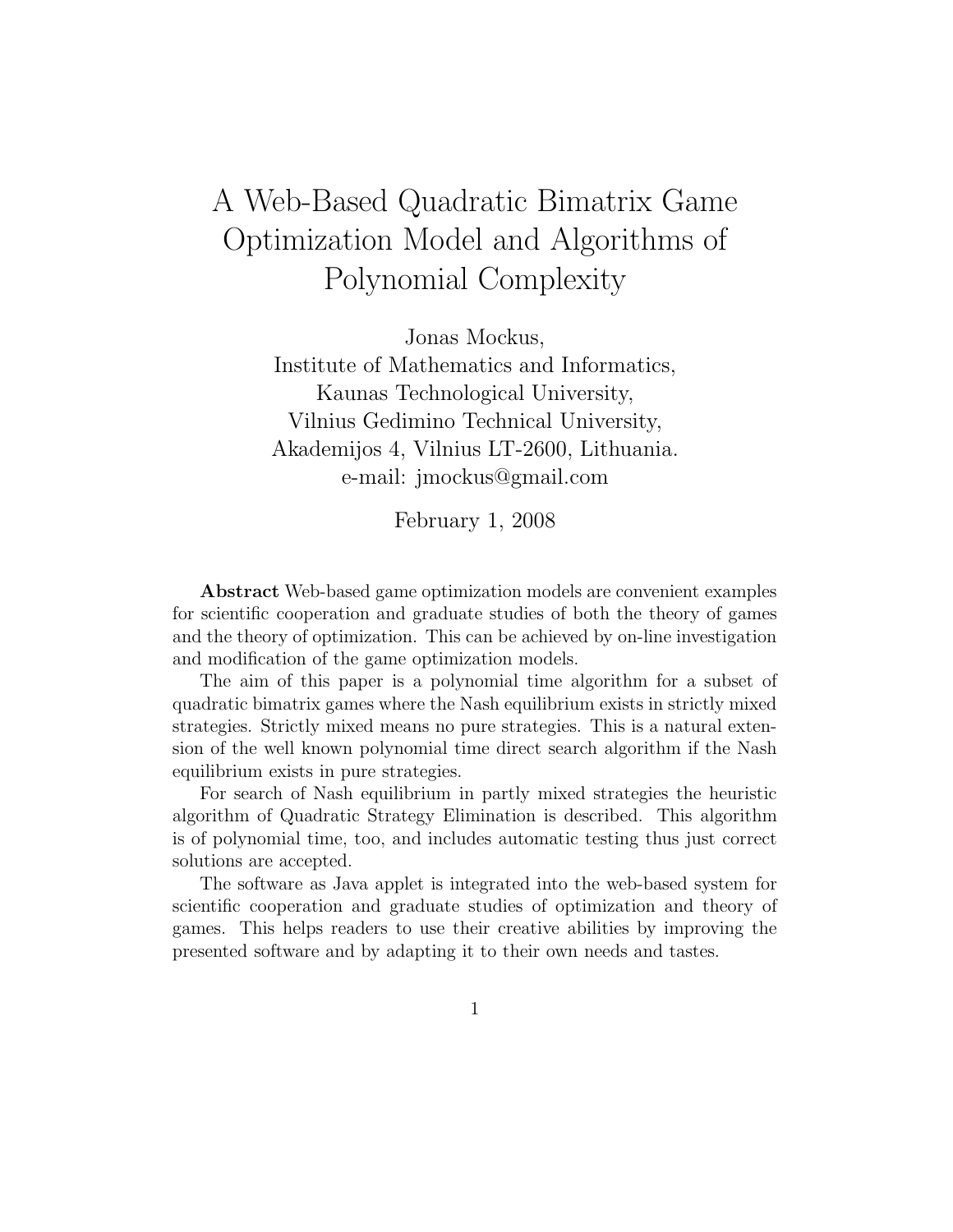# A Web-Based Quadratic Bimatrix Game Optimization Model and Algorithms of Polynomial Complexity

Jonas Mockus,
Institute of Mathematics and Informatics,
Kaunas Technological University,
Vilnius Gedimino Technical University,
Akademijos 4, Vilnius LT-2600, Lithuania.
e-mail: jmockus@gmail.com

February 1, 2008

**Abstract** Web-based game optimization models are convenient examples for scientific cooperation and graduate studies of both the theory of games and the theory of optimization. This can be achieved by on-line investigation and modification of the game optimization models.

The aim of this paper is a polynomial time algorithm for a subset of quadratic bimatrix games where the Nash equilibrium exists in strictly mixed strategies. Strictly mixed means no pure strategies. This is a natural extension of the well known polynomial time direct search algorithm if the Nash equilibrium exists in pure strategies.

For search of Nash equilibrium in partly mixed strategies the heuristic algorithm of Quadratic Strategy Elimination is described. This algorithm is of polynomial time, too, and includes automatic testing thus just correct solutions are accepted.

The software as Java applet is integrated into the web-based system for scientific cooperation and graduate studies of optimization and theory of games. This helps readers to use their creative abilities by improving the presented software and by adapting it to their own needs and tastes.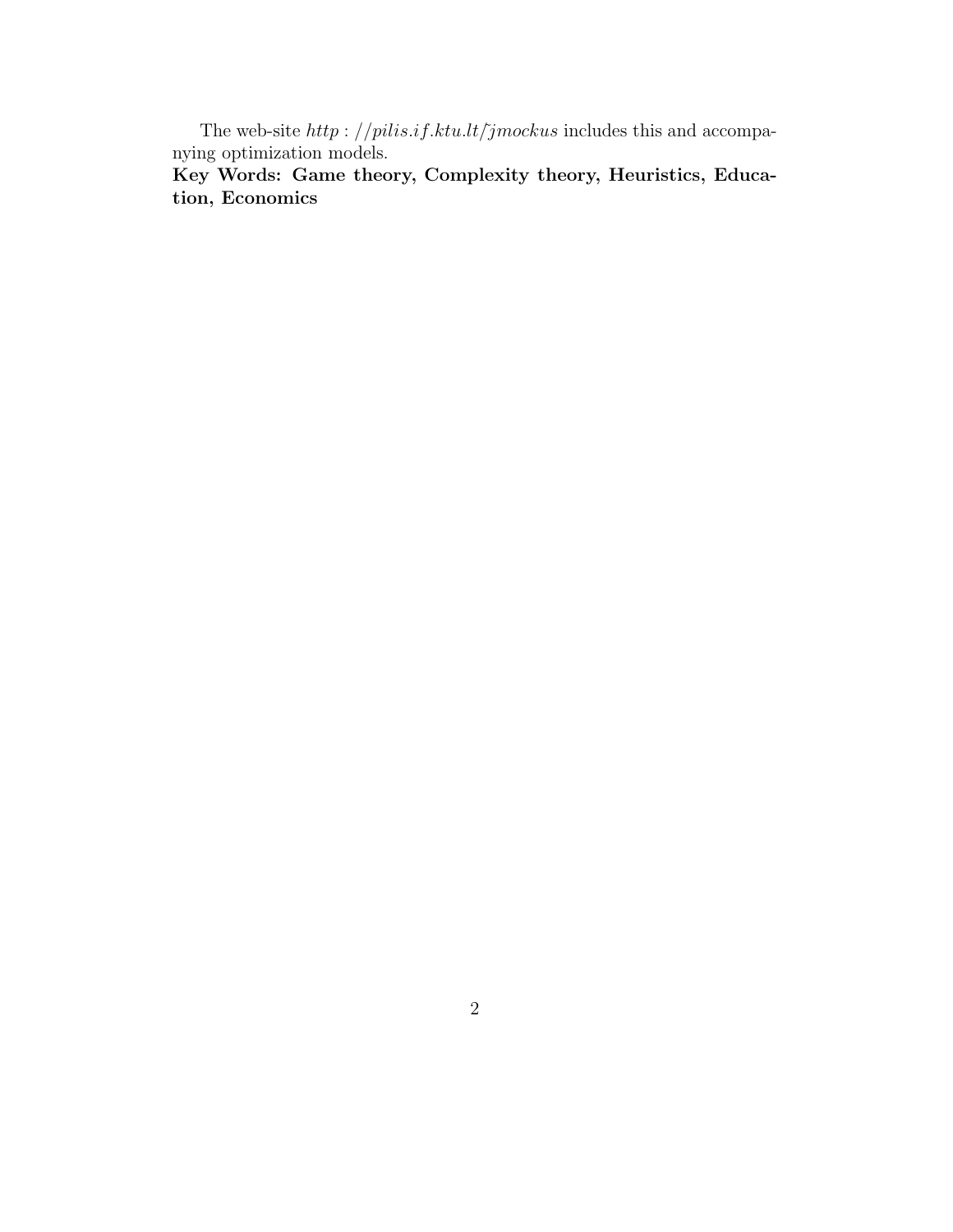The web-site $http://pilis.if.ktu.lt/\tilde{}jmockus$ includes this and accompanying optimization models.

**Key Words: Game theory, Complexity theory, Heuristics, Education, Economics**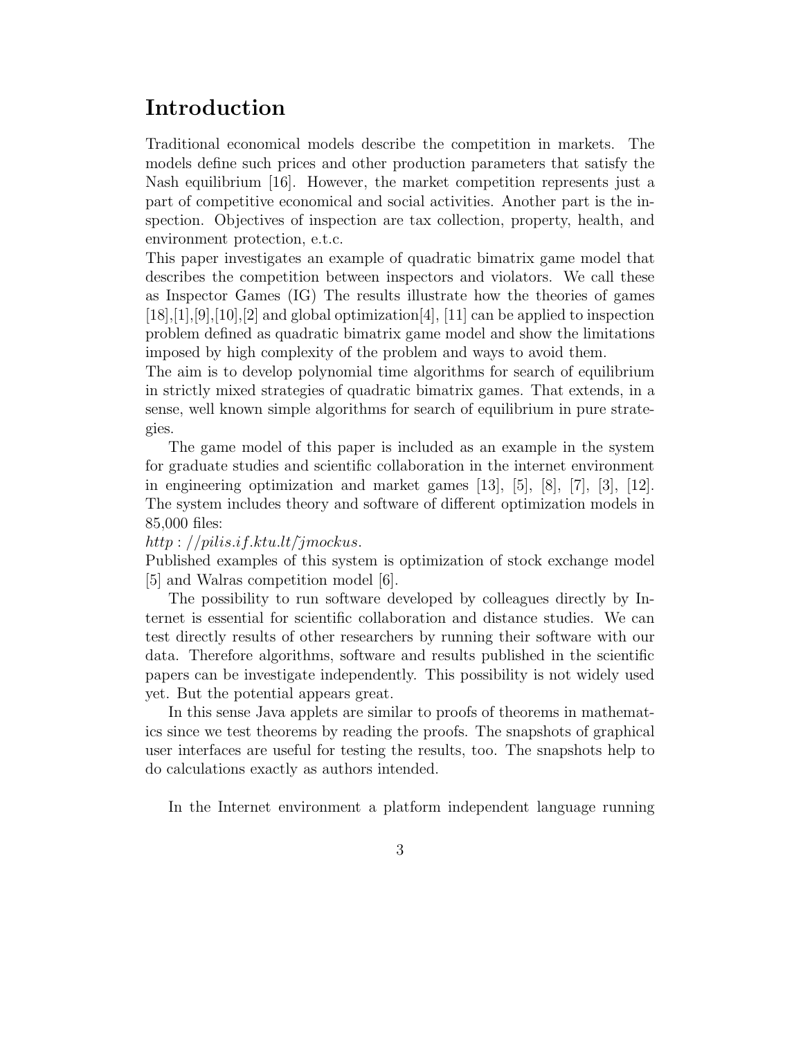# Introduction

Traditional economical models describe the competition in markets. The models define such prices and other production parameters that satisfy the Nash equilibrium [16]. However, the market competition represents just a part of competitive economical and social activities. Another part is the inspection. Objectives of inspection are tax collection, property, health, and environment protection, e.t.c.

This paper investigates an example of quadratic bimatrix game model that describes the competition between inspectors and violators. We call these as Inspector Games (IG) The results illustrate how the theories of games [18],[1],[9],[10],[2] and global optimization[4], [11] can be applied to inspection problem defined as quadratic bimatrix game model and show the limitations imposed by high complexity of the problem and ways to avoid them.

The aim is to develop polynomial time algorithms for search of equilibrium in strictly mixed strategies of quadratic bimatrix games. That extends, in a sense, well known simple algorithms for search of equilibrium in pure strategies.

The game model of this paper is included as an example in the system for graduate studies and scientific collaboration in the internet environment in engineering optimization and market games [13], [5], [8], [7], [3], [12]. The system includes theory and software of different optimization models in 85,000 files:

*http://pilis.if.ktu.lt/~jmockus*.

Published examples of this system is optimization of stock exchange model [5] and Walras competition model [6].

The possibility to run software developed by colleagues directly by Internet is essential for scientific collaboration and distance studies. We can test directly results of other researchers by running their software with our data. Therefore algorithms, software and results published in the scientific papers can be investigate independently. This possibility is not widely used yet. But the potential appears great.

In this sense Java applets are similar to proofs of theorems in mathematics since we test theorems by reading the proofs. The snapshots of graphical user interfaces are useful for testing the results, too. The snapshots help to do calculations exactly as authors intended.

In the Internet environment a platform independent language running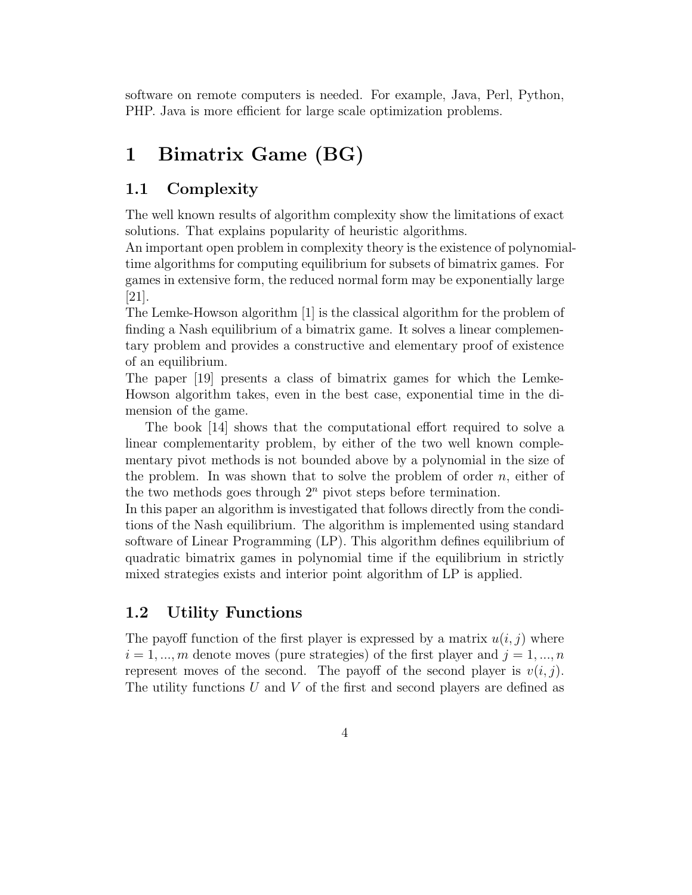software on remote computers is needed. For example, Java, Perl, Python, PHP. Java is more efficient for large scale optimization problems.

# 1 Bimatrix Game (BG)

## 1.1 Complexity

The well known results of algorithm complexity show the limitations of exact solutions. That explains popularity of heuristic algorithms.
An important open problem in complexity theory is the existence of polynomial-time algorithms for computing equilibrium for subsets of bimatrix games. For games in extensive form, the reduced normal form may be exponentially large [21].
The Lemke-Howson algorithm [1] is the classical algorithm for the problem of finding a Nash equilibrium of a bimatrix game. It solves a linear complementary problem and provides a constructive and elementary proof of existence of an equilibrium.
The paper [19] presents a class of bimatrix games for which the Lemke-Howson algorithm takes, even in the best case, exponential time in the dimension of the game.

The book [14] shows that the computational effort required to solve a linear complementarity problem, by either of the two well known complementary pivot methods is not bounded above by a polynomial in the size of the problem. In was shown that to solve the problem of order $n$, either of the two methods goes through $2^n$ pivot steps before termination.
In this paper an algorithm is investigated that follows directly from the conditions of the Nash equilibrium. The algorithm is implemented using standard software of Linear Programming (LP). This algorithm defines equilibrium of quadratic bimatrix games in polynomial time if the equilibrium in strictly mixed strategies exists and interior point algorithm of LP is applied.

## 1.2 Utility Functions

The payoff function of the first player is expressed by a matrix $u(i, j)$ where $i = 1, ..., m$ denote moves (pure strategies) of the first player and $j = 1, ..., n$ represent moves of the second. The payoff of the second player is $v(i, j)$. The utility functions $U$ and $V$ of the first and second players are defined as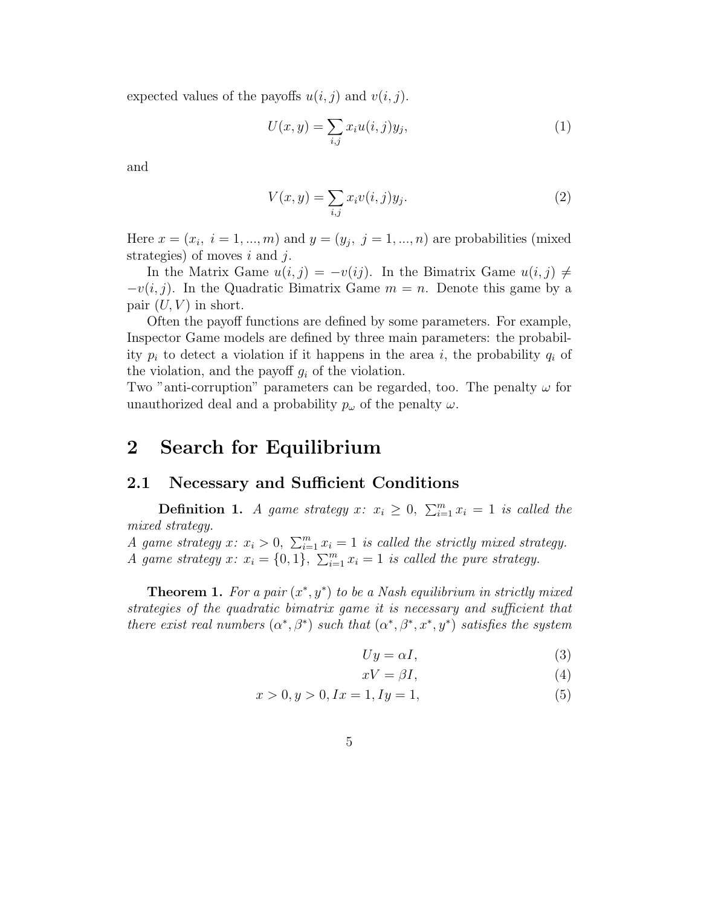expected values of the payoffs $u(i,j)$ and $v(i,j)$.

$$U(x,y) = \sum_{i,j} x_i u(i,j) y_j, \tag{1}$$

and

$$V(x,y) = \sum_{i,j} x_i v(i,j) y_j. \tag{2}$$

Here $x = (x_i,\ i = 1, ..., m)$ and $y = (y_j,\ j = 1, ..., n)$ are probabilities (mixed strategies) of moves $i$ and $j$.

In the Matrix Game $u(i,j) = -v(ij)$. In the Bimatrix Game $u(i,j) \neq -v(i,j)$. In the Quadratic Bimatrix Game $m = n$. Denote this game by a pair $(U, V)$ in short.

Often the payoff functions are defined by some parameters. For example, Inspector Game models are defined by three main parameters: the probability $p_i$ to detect a violation if it happens in the area $i$, the probability $q_i$ of the violation, and the payoff $g_i$ of the violation.
Two "anti-corruption" parameters can be regarded, too. The penalty $\omega$ for unauthorized deal and a probability $p_\omega$ of the penalty $\omega$.

# 2 Search for Equilibrium

## 2.1 Necessary and Sufficient Conditions

**Definition 1.** *A game strategy $x$: $x_i \geq 0$, $\sum_{i=1}^m x_i = 1$ is called the mixed strategy.*
*A game strategy $x$: $x_i > 0$, $\sum_{i=1}^m x_i = 1$ is called the strictly mixed strategy.*
*A game strategy $x$: $x_i = \{0,1\}$, $\sum_{i=1}^m x_i = 1$ is called the pure strategy.*

**Theorem 1.** *For a pair $(x^*, y^*)$ to be a Nash equilibrium in strictly mixed strategies of the quadratic bimatrix game it is necessary and sufficient that there exist real numbers $(\alpha^*, \beta^*)$ such that $(\alpha^*, \beta^*, x^*, y^*)$ satisfies the system*

$$Uy = \alpha I, \tag{3}$$

$$xV = \beta I, \tag{4}$$

$$x > 0, y > 0, Ix = 1, Iy = 1, \tag{5}$$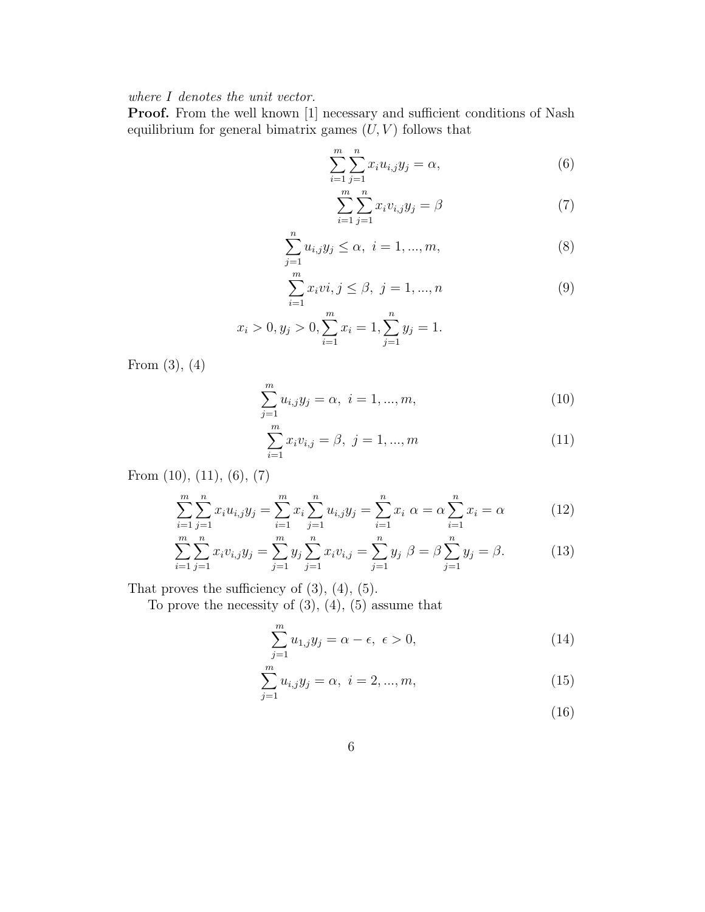*where $I$ denotes the unit vector.*

**Proof.** From the well known [1] necessary and sufficient conditions of Nash equilibrium for general bimatrix games $(U, V)$ follows that

$$\sum_{i=1}^{m}\sum_{j=1}^{n} x_i u_{i,j} y_j = \alpha, \tag{6}$$

$$\sum_{i=1}^{m}\sum_{j=1}^{n} x_i v_{i,j} y_j = \beta \tag{7}$$

$$\sum_{j=1}^{n} u_{i,j} y_j \leq \alpha, \ i = 1, ..., m, \tag{8}$$

$$\sum_{i=1}^{m} x_i vi, j \leq \beta, \ j = 1, ..., n \tag{9}$$

$$x_i > 0, y_j > 0, \sum_{i=1}^{m} x_i = 1, \sum_{j=1}^{n} y_j = 1.$$

From (3), (4)

$$\sum_{j=1}^{m} u_{i,j} y_j = \alpha, \ i = 1, ..., m, \tag{10}$$

$$\sum_{i=1}^{m} x_i v_{i,j} = \beta, \ j = 1, ..., m \tag{11}$$

From (10), (11), (6), (7)

$$\sum_{i=1}^{m}\sum_{j=1}^{n} x_i u_{i,j} y_j = \sum_{i=1}^{m} x_i \sum_{j=1}^{n} u_{i,j} y_j = \sum_{i=1}^{n} x_i \ \alpha = \alpha \sum_{i=1}^{n} x_i = \alpha \tag{12}$$

$$\sum_{i=1}^{m}\sum_{j=1}^{n} x_i v_{i,j} y_j = \sum_{j=1}^{m} y_j \sum_{j=1}^{n} x_i v_{i,j} = \sum_{j=1}^{n} y_j \ \beta = \beta \sum_{j=1}^{n} y_j = \beta. \tag{13}$$

That proves the sufficiency of (3), (4), (5).

To prove the necessity of (3), (4), (5) assume that

$$\sum_{j=1}^{m} u_{1,j} y_j = \alpha - \epsilon, \ \epsilon > 0, \tag{14}$$

$$\sum_{j=1}^{m} u_{i,j} y_j = \alpha, \ i = 2, ..., m, \tag{15}$$

$$\tag{16}$$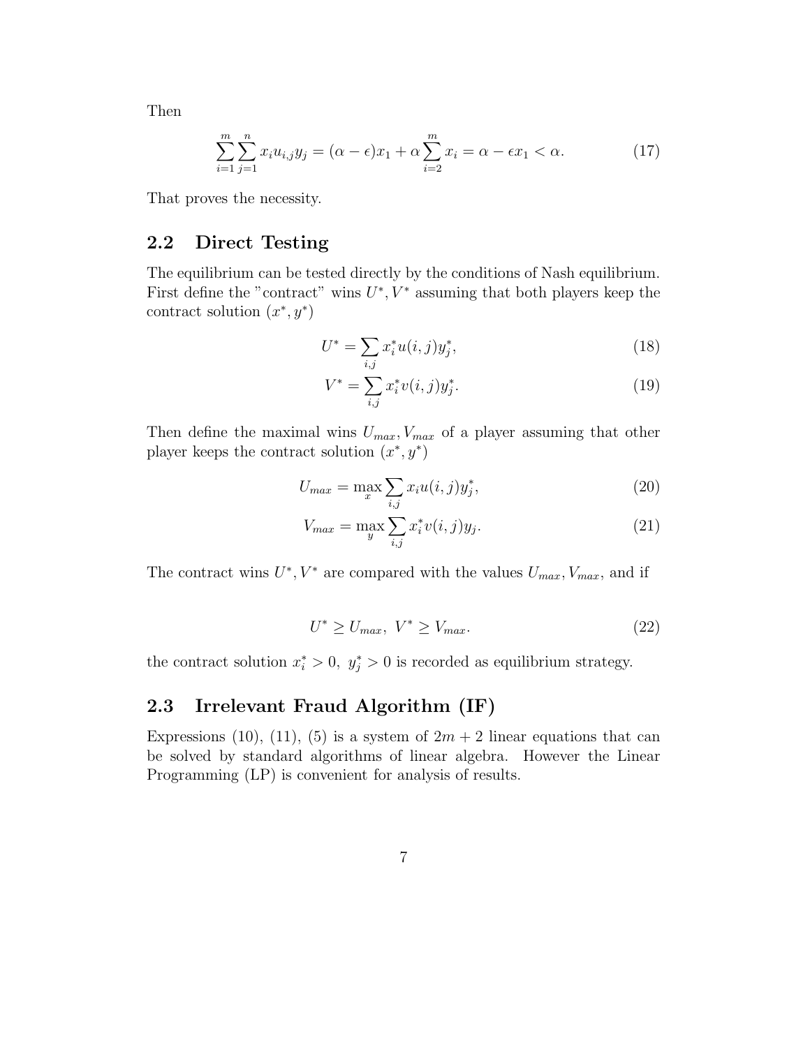Then

$$\sum_{i=1}^{m}\sum_{j=1}^{n} x_i u_{i,j} y_j = (\alpha - \epsilon) x_1 + \alpha \sum_{i=2}^{m} x_i = \alpha - \epsilon x_1 < \alpha. \tag{17}$$

That proves the necessity.

## 2.2 Direct Testing

The equilibrium can be tested directly by the conditions of Nash equilibrium. First define the "contract" wins $U^*, V^*$ assuming that both players keep the contract solution $(x^*, y^*)$

$$U^* = \sum_{i,j} x_i^* u(i,j) y_j^*, \tag{18}$$

$$V^* = \sum_{i,j} x_i^* v(i,j) y_j^*. \tag{19}$$

Then define the maximal wins $U_{max}, V_{max}$ of a player assuming that other player keeps the contract solution $(x^*, y^*)$

$$U_{max} = \max_x \sum_{i,j} x_i u(i,j) y_j^*, \tag{20}$$

$$V_{max} = \max_y \sum_{i,j} x_i^* v(i,j) y_j. \tag{21}$$

The contract wins $U^*, V^*$ are compared with the values $U_{max}, V_{max}$, and if

$$U^* \geq U_{max},\ V^* \geq V_{max}. \tag{22}$$

the contract solution $x_i^* > 0,\ y_j^* > 0$ is recorded as equilibrium strategy.

## 2.3 Irrelevant Fraud Algorithm (IF)

Expressions (10), (11), (5) is a system of $2m + 2$ linear equations that can be solved by standard algorithms of linear algebra. However the Linear Programming (LP) is convenient for analysis of results.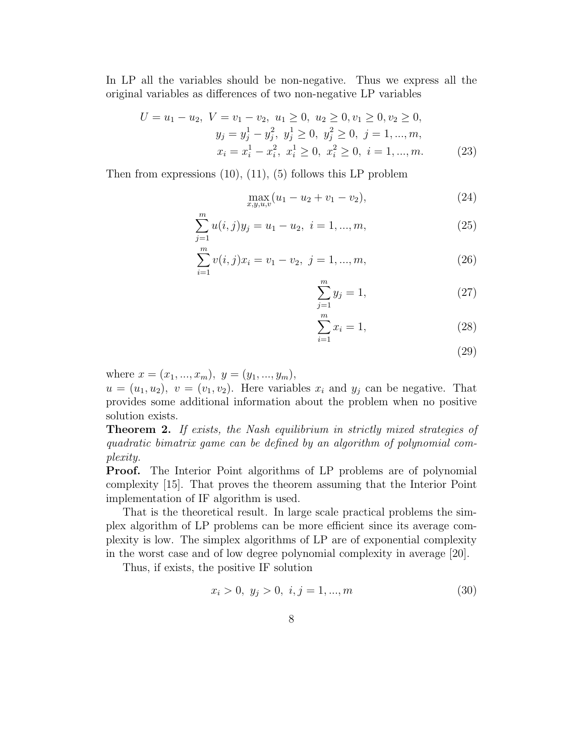In LP all the variables should be non-negative. Thus we express all the original variables as differences of two non-negative LP variables

$$
\begin{aligned}
U = u_1 - u_2,\ V = v_1 - v_2,\ u_1 \geq 0,\ u_2 \geq 0, v_1 \geq 0, v_2 \geq 0,& \\
y_j = y_j^1 - y_j^2,\ y_j^1 \geq 0,\ y_j^2 \geq 0,\ j = 1, ..., m,& \\
x_i = x_i^1 - x_i^2,\ x_i^1 \geq 0,\ x_i^2 \geq 0,\ i = 1, ..., m.& \qquad (23)
\end{aligned}
$$

Then from expressions (10), (11), (5) follows this LP problem

$$\max_{x,y,u,v}(u_1 - u_2 + v_1 - v_2), \tag{24}$$

$$\sum_{j=1}^{m} u(i,j) y_j = u_1 - u_2,\ i = 1, ..., m, \tag{25}$$

$$\sum_{i=1}^{m} v(i,j) x_i = v_1 - v_2,\ j = 1, ..., m, \tag{26}$$

$$\sum_{j=1}^{m} y_j = 1, \tag{27}$$

$$\sum_{i=1}^{m} x_i = 1, \tag{28}$$

$$\tag{29}$$

where $x = (x_1, ..., x_m),\ y = (y_1, ..., y_m)$,
$u = (u_1, u_2),\ v = (v_1, v_2)$. Here variables $x_i$ and $y_j$ can be negative. That provides some additional information about the problem when no positive solution exists.

**Theorem 2.** *If exists, the Nash equilibrium in strictly mixed strategies of quadratic bimatrix game can be defined by an algorithm of polynomial complexity.*

**Proof.** The Interior Point algorithms of LP problems are of polynomial complexity [15]. That proves the theorem assuming that the Interior Point implementation of IF algorithm is used.

That is the theoretical result. In large scale practical problems the simplex algorithm of LP problems can be more efficient since its average complexity is low. The simplex algorithms of LP are of exponential complexity in the worst case and of low degree polynomial complexity in average [20].

Thus, if exists, the positive IF solution

$$x_i > 0,\ y_j > 0,\ i, j = 1, ..., m \tag{30}$$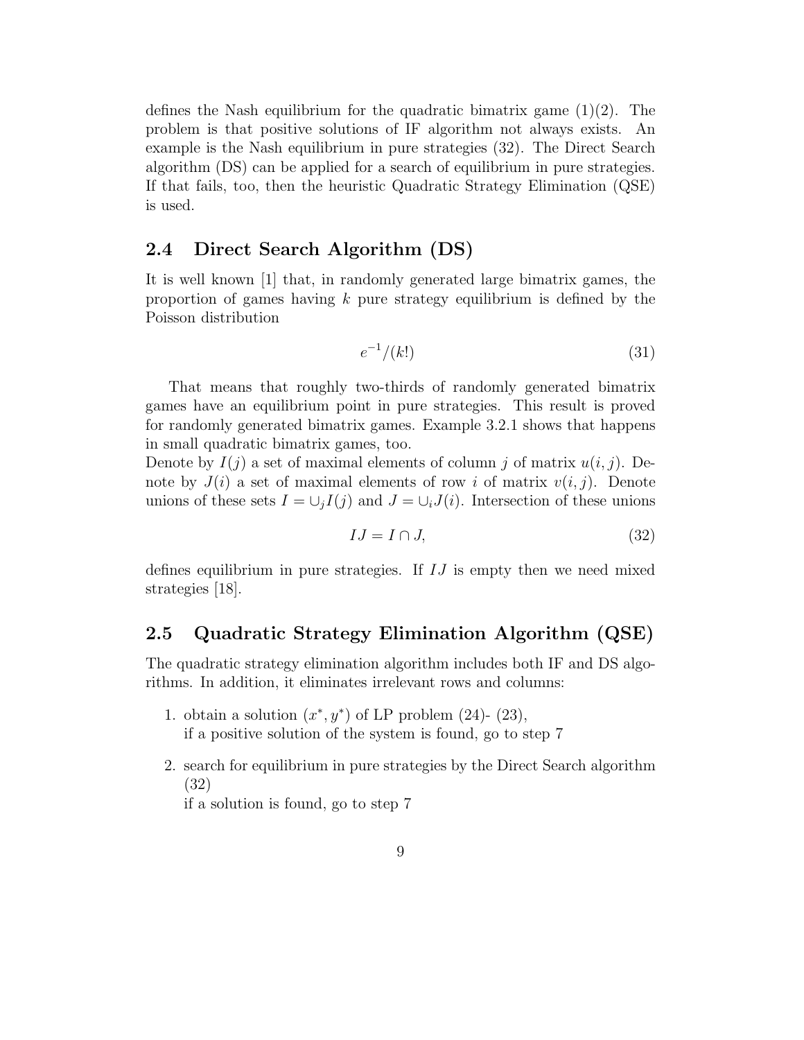defines the Nash equilibrium for the quadratic bimatrix game (1)(2). The problem is that positive solutions of IF algorithm not always exists. An example is the Nash equilibrium in pure strategies (32). The Direct Search algorithm (DS) can be applied for a search of equilibrium in pure strategies. If that fails, too, then the heuristic Quadratic Strategy Elimination (QSE) is used.

## 2.4 Direct Search Algorithm (DS)

It is well known [1] that, in randomly generated large bimatrix games, the proportion of games having $k$ pure strategy equilibrium is defined by the Poisson distribution

$$e^{-1}/(k!) \tag{31}$$

That means that roughly two-thirds of randomly generated bimatrix games have an equilibrium point in pure strategies. This result is proved for randomly generated bimatrix games. Example 3.2.1 shows that happens in small quadratic bimatrix games, too.
Denote by $I(j)$ a set of maximal elements of column $j$ of matrix $u(i,j)$. Denote by $J(i)$ a set of maximal elements of row $i$ of matrix $v(i,j)$. Denote unions of these sets $I = \cup_j I(j)$ and $J = \cup_i J(i)$. Intersection of these unions

$$IJ = I \cap J, \tag{32}$$

defines equilibrium in pure strategies. If $IJ$ is empty then we need mixed strategies [18].

## 2.5 Quadratic Strategy Elimination Algorithm (QSE)

The quadratic strategy elimination algorithm includes both IF and DS algorithms. In addition, it eliminates irrelevant rows and columns:

1. obtain a solution $(x^*, y^*)$ of LP problem (24)- (23),
   if a positive solution of the system is found, go to step 7

2. search for equilibrium in pure strategies by the Direct Search algorithm (32)
   if a solution is found, go to step 7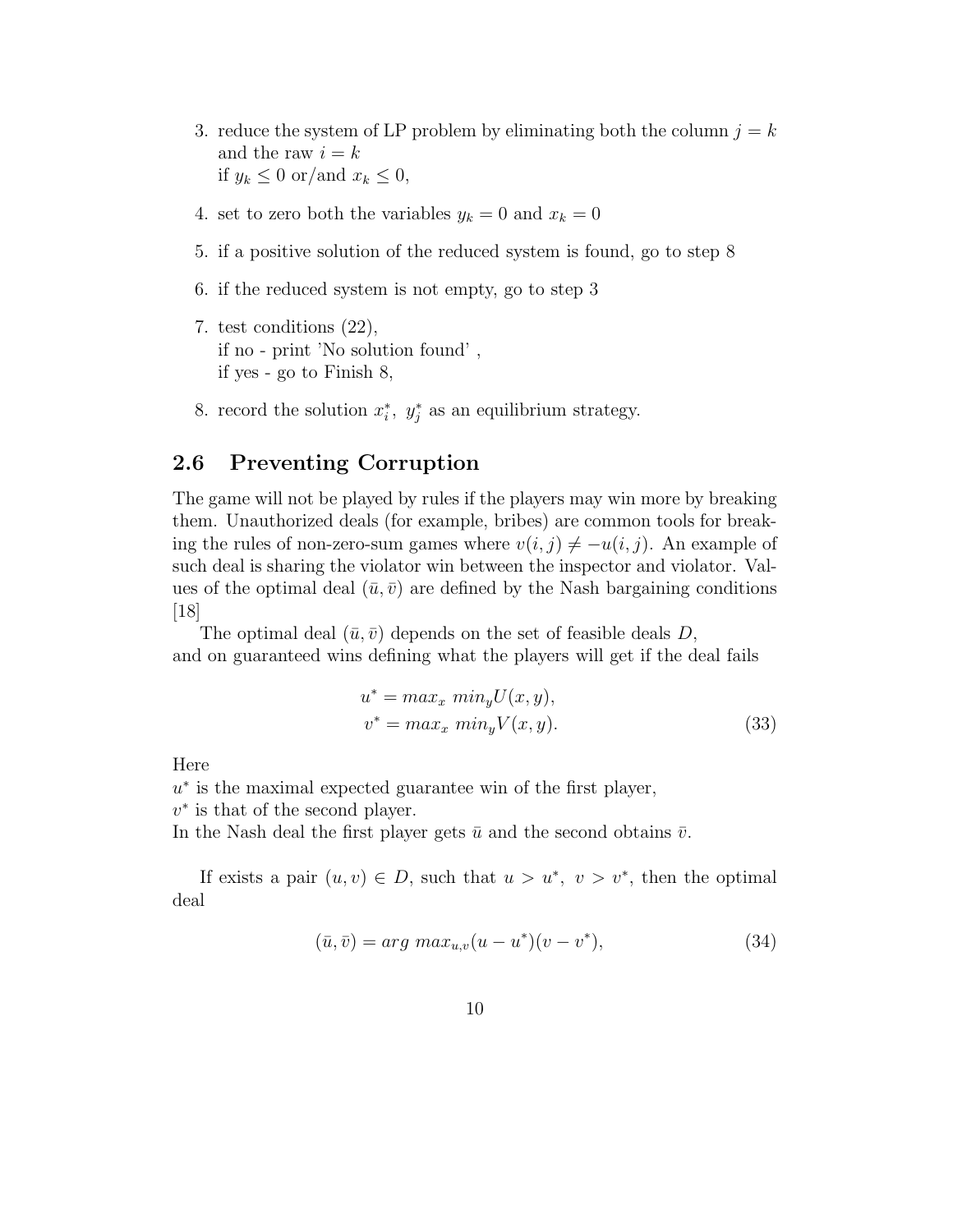3. reduce the system of LP problem by eliminating both the column $j = k$ and the raw $i = k$
   if $y_k \leq 0$ or/and $x_k \leq 0$,

4. set to zero both the variables $y_k = 0$ and $x_k = 0$

5. if a positive solution of the reduced system is found, go to step 8

6. if the reduced system is not empty, go to step 3

7. test conditions (22),
   if no - print 'No solution found' ,
   if yes - go to Finish 8,

8. record the solution $x_i^*,\ y_j^*$ as an equilibrium strategy.

## 2.6 Preventing Corruption

The game will not be played by rules if the players may win more by breaking them. Unauthorized deals (for example, bribes) are common tools for breaking the rules of non-zero-sum games where $v(i,j) \neq -u(i,j)$. An example of such deal is sharing the violator win between the inspector and violator. Values of the optimal deal $(\bar{u}, \bar{v})$ are defined by the Nash bargaining conditions [18]

The optimal deal $(\bar{u}, \bar{v})$ depends on the set of feasible deals $D$, and on guaranteed wins defining what the players will get if the deal fails

$$
\begin{aligned}
u^* &= max_x\ min_y U(x,y), \\
v^* &= max_x\ min_y V(x,y).
\end{aligned}
\tag{33}
$$

Here
$u^*$ is the maximal expected guarantee win of the first player,
$v^*$ is that of the second player.
In the Nash deal the first player gets $\bar{u}$ and the second obtains $\bar{v}$.

If exists a pair $(u,v) \in D$, such that $u > u^*,\ v > v^*$, then the optimal deal

$$
(\bar{u}, \bar{v}) = arg\ max_{u,v}(u - u^*)(v - v^*),
\tag{34}
$$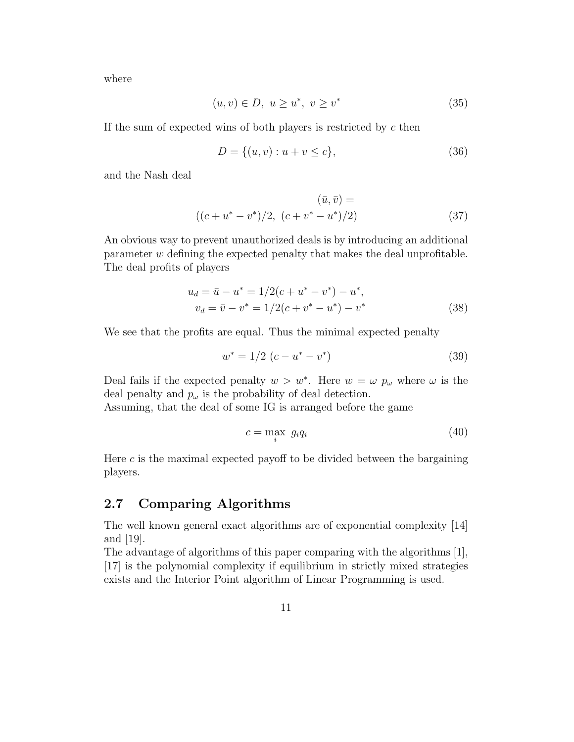where

$$(u, v) \in D,\ u \geq u^*,\ v \geq v^* \tag{35}$$

If the sum of expected wins of both players is restricted by $c$ then

$$D = \{(u, v) : u + v \leq c\}, \tag{36}$$

and the Nash deal

$$(\bar{u}, \bar{v}) = ((c + u^* - v^*)/2,\ (c + v^* - u^*)/2) \tag{37}$$

An obvious way to prevent unauthorized deals is by introducing an additional parameter $w$ defining the expected penalty that makes the deal unprofitable. The deal profits of players

$$\begin{aligned} u_d &= \bar{u} - u^* = 1/2(c + u^* - v^*) - u^*, \\ v_d &= \bar{v} - v^* = 1/2(c + v^* - u^*) - v^* \end{aligned} \tag{38}$$

We see that the profits are equal. Thus the minimal expected penalty

$$w^* = 1/2\ (c - u^* - v^*) \tag{39}$$

Deal fails if the expected penalty $w > w^*$. Here $w = \omega\ p_\omega$ where $\omega$ is the deal penalty and $p_\omega$ is the probability of deal detection.
Assuming, that the deal of some IG is arranged before the game

$$c = \max_i\ g_i q_i \tag{40}$$

Here $c$ is the maximal expected payoff to be divided between the bargaining players.

## 2.7 Comparing Algorithms

The well known general exact algorithms are of exponential complexity [14] and [19].
The advantage of algorithms of this paper comparing with the algorithms [1], [17] is the polynomial complexity if equilibrium in strictly mixed strategies exists and the Interior Point algorithm of Linear Programming is used.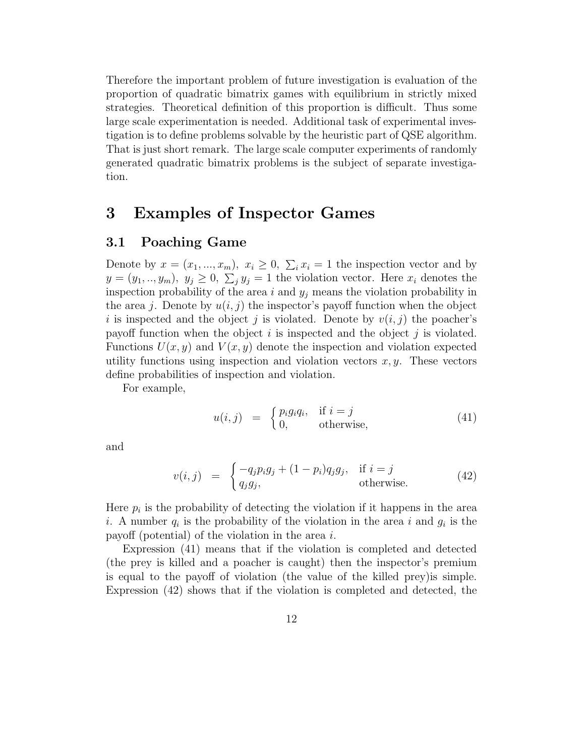Therefore the important problem of future investigation is evaluation of the proportion of quadratic bimatrix games with equilibrium in strictly mixed strategies. Theoretical definition of this proportion is difficult. Thus some large scale experimentation is needed. Additional task of experimental investigation is to define problems solvable by the heuristic part of QSE algorithm. That is just short remark. The large scale computer experiments of randomly generated quadratic bimatrix problems is the subject of separate investigation.

# 3 Examples of Inspector Games

## 3.1 Poaching Game

Denote by $x = (x_1, ..., x_m),\ x_i \geq 0,\ \sum_i x_i = 1$ the inspection vector and by $y = (y_1, .., y_m),\ y_j \geq 0,\ \sum_j y_j = 1$ the violation vector. Here $x_i$ denotes the inspection probability of the area $i$ and $y_j$ means the violation probability in the area $j$. Denote by $u(i, j)$ the inspector's payoff function when the object $i$ is inspected and the object $j$ is violated. Denote by $v(i, j)$ the poacher's payoff function when the object $i$ is inspected and the object $j$ is violated. Functions $U(x, y)$ and $V(x, y)$ denote the inspection and violation expected utility functions using inspection and violation vectors $x, y$. These vectors define probabilities of inspection and violation.

For example,

$$u(i,j) \ = \ \begin{cases} p_i g_i q_i, & \text{if } i = j \\ 0, & \text{otherwise,} \end{cases} \tag{41}$$

and

$$v(i,j) \ = \ \begin{cases} -q_j p_i g_j + (1-p_i) q_j g_j, & \text{if } i = j \\ q_j g_j, & \text{otherwise.} \end{cases} \tag{42}$$

Here $p_i$ is the probability of detecting the violation if it happens in the area $i$. A number $q_i$ is the probability of the violation in the area $i$ and $g_i$ is the payoff (potential) of the violation in the area $i$.

Expression (41) means that if the violation is completed and detected (the prey is killed and a poacher is caught) then the inspector's premium is equal to the payoff of violation (the value of the killed prey)is simple. Expression (42) shows that if the violation is completed and detected, the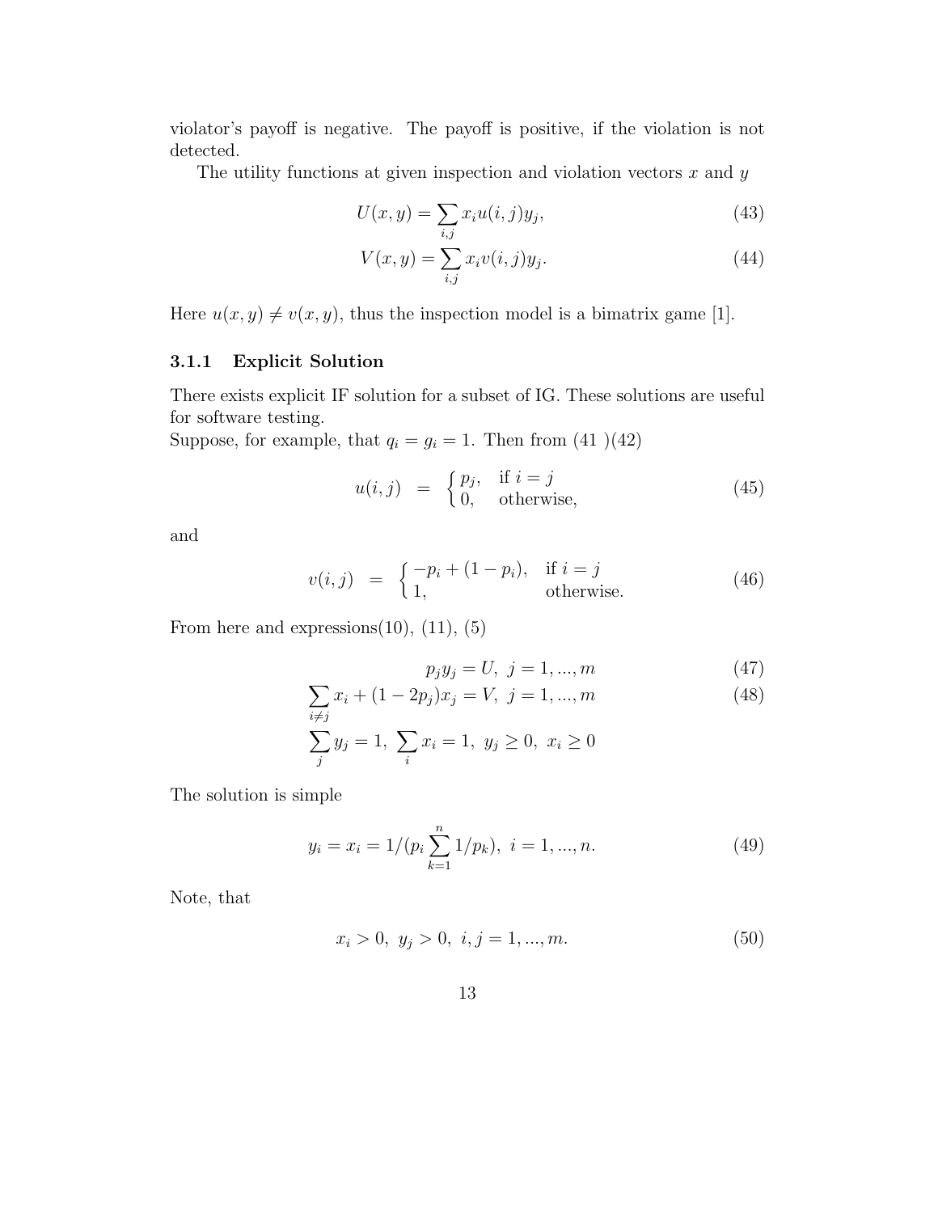violator's payoff is negative. The payoff is positive, if the violation is not detected.

The utility functions at given inspection and violation vectors $x$ and $y$

$$U(x, y) = \sum_{i,j} x_i u(i, j) y_j, \tag{43}$$

$$V(x, y) = \sum_{i,j} x_i v(i, j) y_j. \tag{44}$$

Here $u(x, y) \neq v(x, y)$, thus the inspection model is a bimatrix game [1].

### 3.1.1 Explicit Solution

There exists explicit IF solution for a subset of IG. These solutions are useful for software testing.
Suppose, for example, that $q_i = g_i = 1$. Then from (41 )(42)

$$u(i, j) = \begin{cases} p_j, & \text{if } i = j \\ 0, & \text{otherwise,} \end{cases} \tag{45}$$

and

$$v(i, j) = \begin{cases} -p_i + (1 - p_i), & \text{if } i = j \\ 1, & \text{otherwise.} \end{cases} \tag{46}$$

From here and expressions(10), (11), (5)

$$p_j y_j = U, \ j = 1, ..., m \tag{47}$$

$$\sum_{i \neq j} x_i + (1 - 2p_j) x_j = V, \ j = 1, ..., m \tag{48}$$

$$\sum_j y_j = 1, \ \sum_i x_i = 1, \ y_j \geq 0, \ x_i \geq 0$$

The solution is simple

$$y_i = x_i = 1/(p_i \sum_{k=1}^{n} 1/p_k), \ i = 1, ..., n. \tag{49}$$

Note, that

$$x_i > 0, \ y_j > 0, \ i, j = 1, ..., m. \tag{50}$$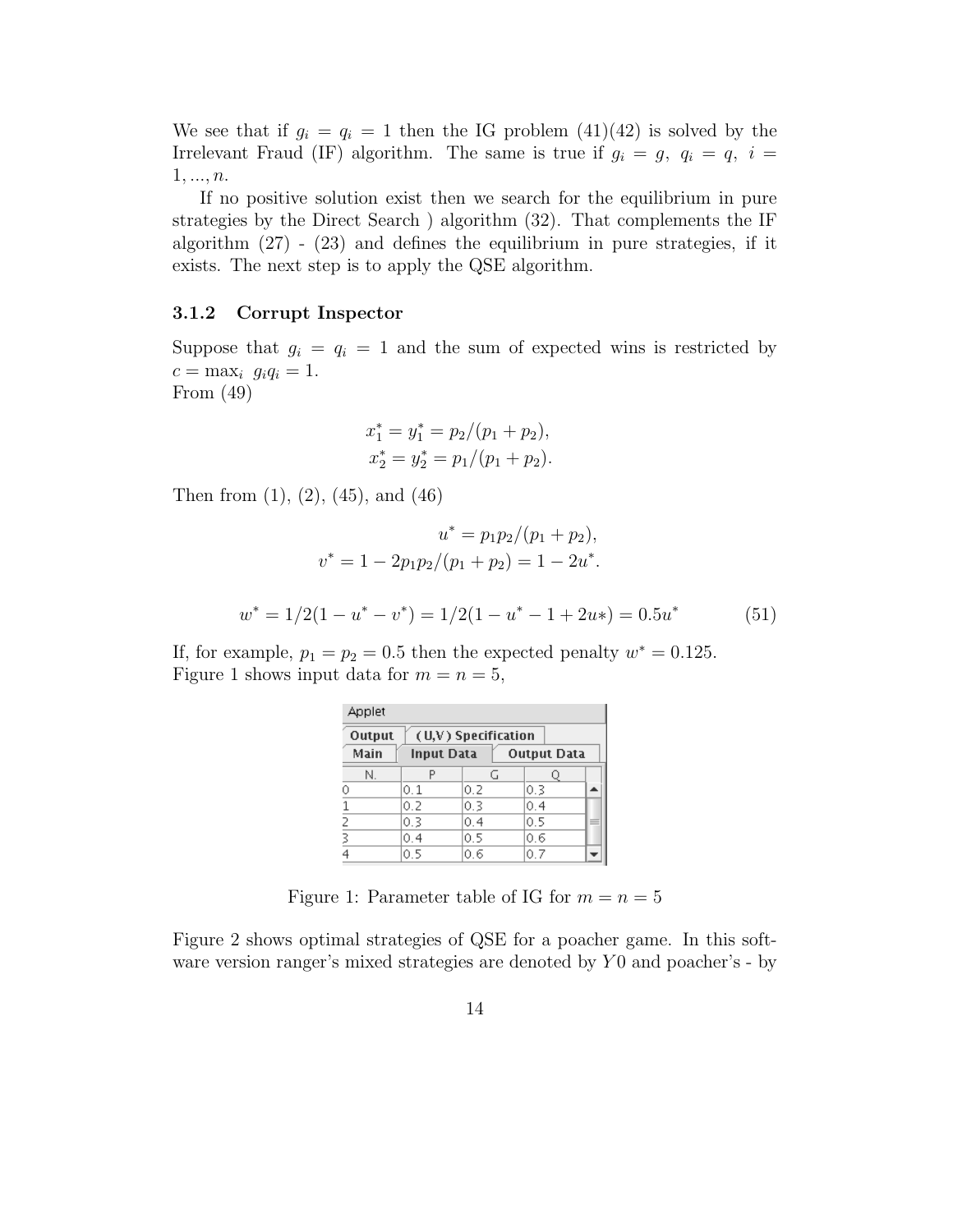We see that if $g_i = q_i = 1$ then the IG problem (41)(42) is solved by the Irrelevant Fraud (IF) algorithm. The same is true if $g_i = g, \ q_i = q, \ i = 1, ..., n$.

If no positive solution exist then we search for the equilibrium in pure strategies by the Direct Search ) algorithm (32). That complements the IF algorithm (27) - (23) and defines the equilibrium in pure strategies, if it exists. The next step is to apply the QSE algorithm.

### 3.1.2 Corrupt Inspector

Suppose that $g_i = q_i = 1$ and the sum of expected wins is restricted by $c = \max_i \ g_i q_i = 1$.
From (49)

$$x_1^* = y_1^* = p_2/(p_1 + p_2),$$
$$x_2^* = y_2^* = p_1/(p_1 + p_2).$$

Then from (1), (2), (45), and (46)

$$u^* = p_1 p_2/(p_1 + p_2),$$
$$v^* = 1 - 2p_1 p_2/(p_1 + p_2) = 1 - 2u^*.$$

$$w^* = 1/2(1 - u^* - v^*) = 1/2(1 - u^* - 1 + 2u*) = 0.5u^* \qquad (51)$$

If, for example, $p_1 = p_2 = 0.5$ then the expected penalty $w^* = 0.125$.
Figure 1 shows input data for $m = n = 5$,

Applet

Output | (U,V) Specification
Main | Input Data | Output Data

| N. | P | G | Q |
|---|---|---|---|
| 0 | 0.1 | 0.2 | 0.3 |
| 1 | 0.2 | 0.3 | 0.4 |
| 2 | 0.3 | 0.4 | 0.5 |
| 3 | 0.4 | 0.5 | 0.6 |
| 4 | 0.5 | 0.6 | 0.7 |

Figure 1: Parameter table of IG for $m = n = 5$

Figure 2 shows optimal strategies of QSE for a poacher game. In this software version ranger's mixed strategies are denoted by $Y0$ and poacher's - by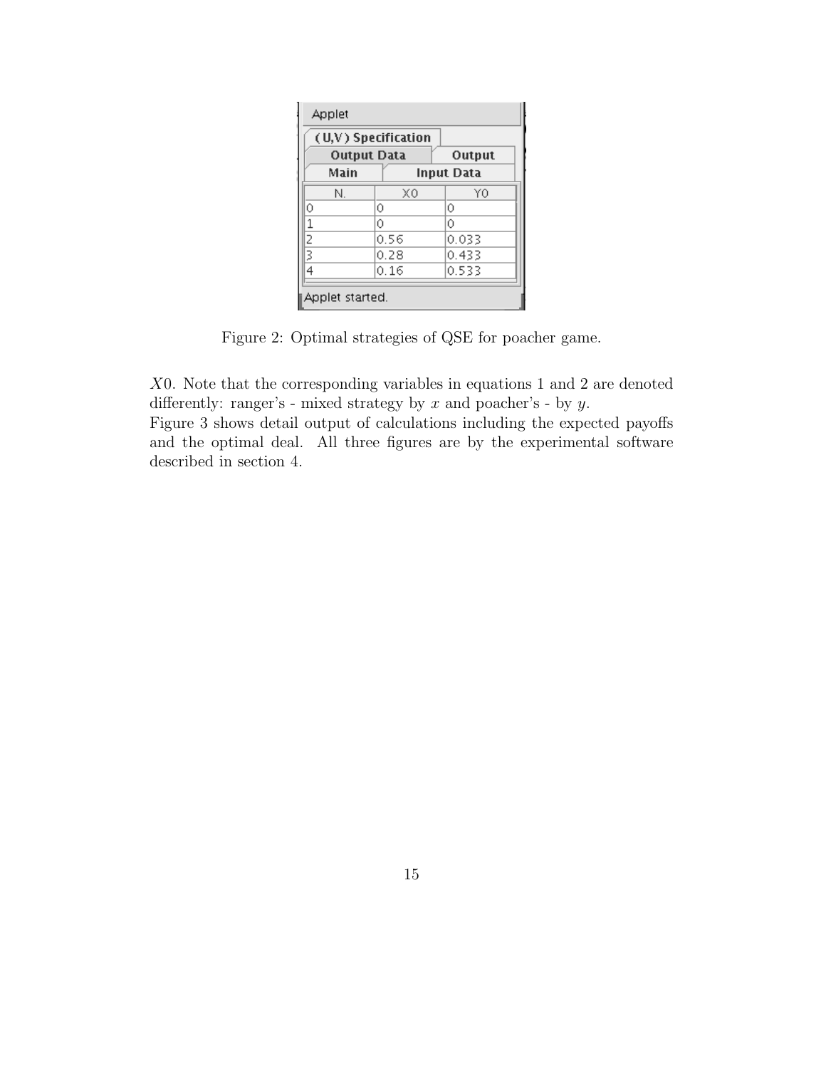Applet

(U,V) Specification | Output Data | Output | Main | Input Data

| N. | X0 | Y0 |
|---|---|---|
| 0 | 0 | 0 |
| 1 | 0 | 0 |
| 2 | 0.56 | 0.033 |
| 3 | 0.28 | 0.433 |
| 4 | 0.16 | 0.533 |

Applet started.

Figure 2: Optimal strategies of QSE for poacher game.

$X0$. Note that the corresponding variables in equations 1 and 2 are denoted differently: ranger's - mixed strategy by $x$ and poacher's - by $y$.
Figure 3 shows detail output of calculations including the expected payoffs and the optimal deal. All three figures are by the experimental software described in section 4.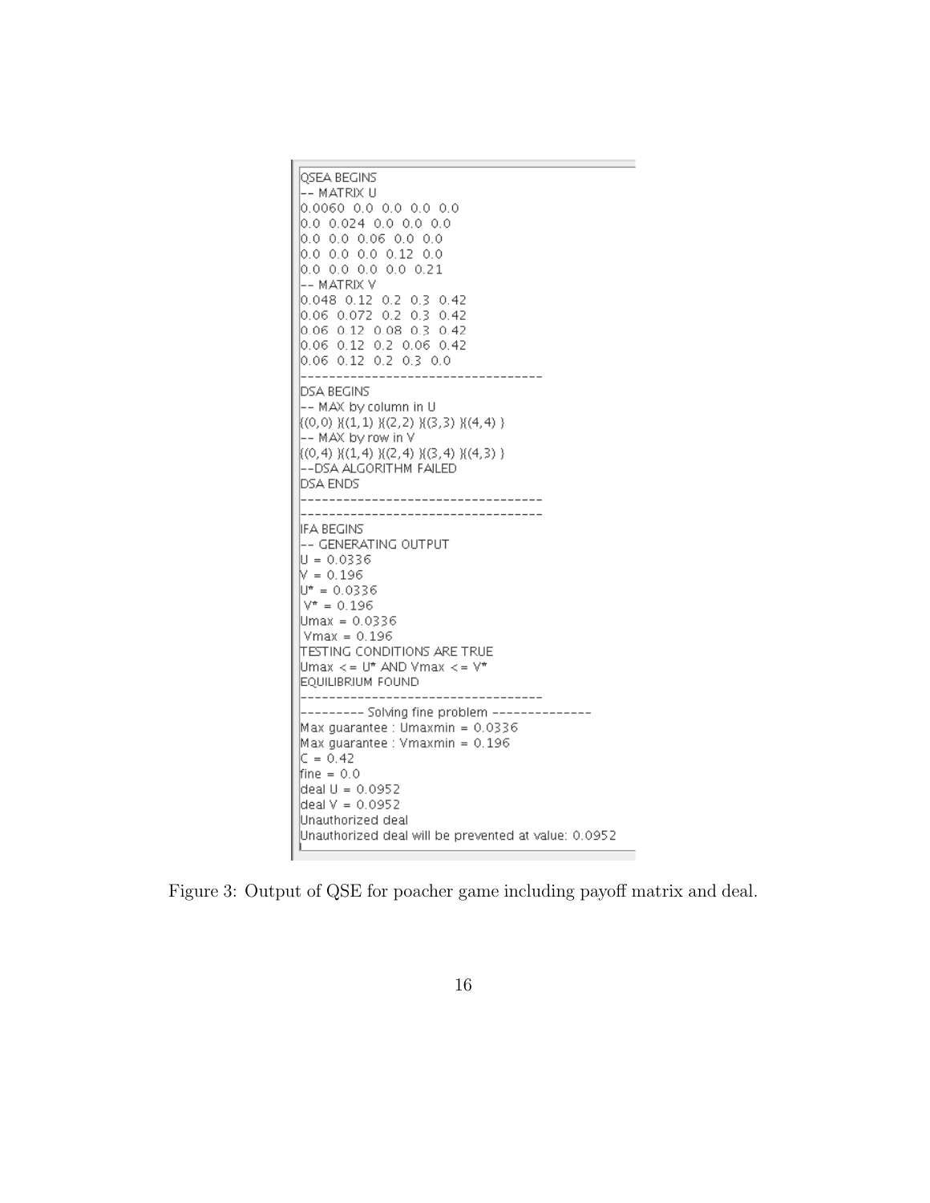```
QSEA BEGINS
-- MATRIX U
0.0060  0.0  0.0  0.0  0.0
0.0  0.024  0.0  0.0  0.0
0.0  0.0  0.06  0.0  0.0
0.0  0.0  0.0  0.12  0.0
0.0  0.0  0.0  0.0  0.21
-- MATRIX V
0.048  0.12  0.2  0.3  0.42
0.06  0.072  0.2  0.3  0.42
0.06  0.12  0.08  0.3  0.42
0.06  0.12  0.2  0.06  0.42
0.06  0.12  0.2  0.3  0.0
----------------------------------
DSA BEGINS
-- MAX by column in U
{(0,0) }{(1,1) }{(2,2) }{(3,3) }{(4,4) }
-- MAX by row in V
{(0,4) }{(1,4) }{(2,4) }{(3,4) }{(4,3) }
--DSA ALGORITHM FAILED
DSA ENDS
----------------------------------
----------------------------------
IFA BEGINS
-- GENERATING OUTPUT
U = 0.0336
V = 0.196
U* = 0.0336
 V* = 0.196
Umax = 0.0336
 Vmax = 0.196
TESTING CONDITIONS ARE TRUE
Umax <= U* AND Vmax <= V*
EQUILIBRIUM FOUND
----------------------------------
--------- Solving fine problem --------------
Max guarantee : Umaxmin = 0.0336
Max guarantee : Vmaxmin = 0.196
C = 0.42
fine = 0.0
deal U = 0.0952
deal V = 0.0952
Unauthorized deal
Unauthorized deal will be prevented at value: 0.0952
```

Figure 3: Output of QSE for poacher game including payoff matrix and deal.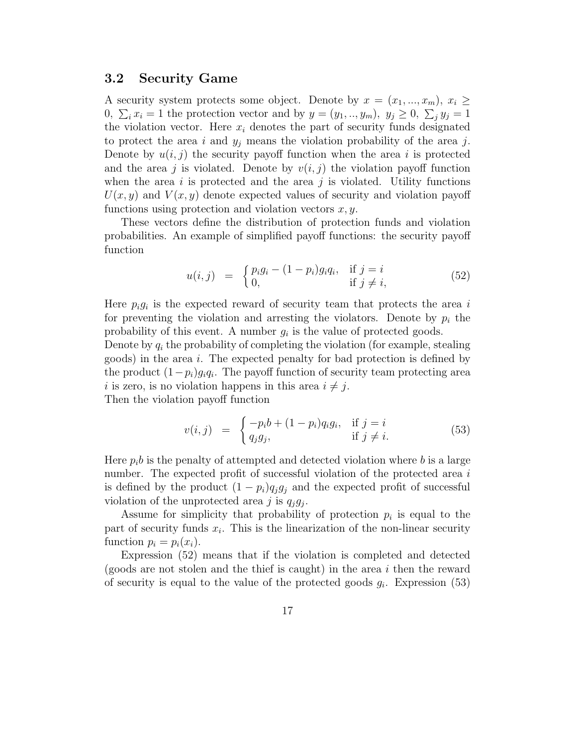### 3.2 Security Game

A security system protects some object. Denote by $x = (x_1, ..., x_m),\ x_i \geq 0,\ \sum_i x_i = 1$ the protection vector and by $y = (y_1, .., y_m),\ y_j \geq 0,\ \sum_j y_j = 1$ the violation vector. Here $x_i$ denotes the part of security funds designated to protect the area $i$ and $y_j$ means the violation probability of the area $j$. Denote by $u(i, j)$ the security payoff function when the area $i$ is protected and the area $j$ is violated. Denote by $v(i, j)$ the violation payoff function when the area $i$ is protected and the area $j$ is violated. Utility functions $U(x, y)$ and $V(x, y)$ denote expected values of security and violation payoff functions using protection and violation vectors $x, y$.

These vectors define the distribution of protection funds and violation probabilities. An example of simplified payoff functions: the security payoff function

$$u(i,j) \quad = \quad \begin{cases} p_i g_i - (1-p_i) g_i q_i, & \text{if } j = i \\ 0, & \text{if } j \neq i, \end{cases} \tag{52}$$

Here $p_i g_i$ is the expected reward of security team that protects the area $i$ for preventing the violation and arresting the violators. Denote by $p_i$ the probability of this event. A number $g_i$ is the value of protected goods.
Denote by $q_i$ the probability of completing the violation (for example, stealing goods) in the area $i$. The expected penalty for bad protection is defined by the product $(1-p_i)g_i q_i$. The payoff function of security team protecting area $i$ is zero, is no violation happens in this area $i \neq j$.
Then the violation payoff function

$$v(i,j) \quad = \quad \begin{cases} -p_i b + (1-p_i) q_i g_i, & \text{if } j = i \\ q_j g_j, & \text{if } j \neq i. \end{cases} \tag{53}$$

Here $p_i b$ is the penalty of attempted and detected violation where $b$ is a large number. The expected profit of successful violation of the protected area $i$ is defined by the product $(1 - p_i)q_j g_j$ and the expected profit of successful violation of the unprotected area $j$ is $q_j g_j$.

Assume for simplicity that probability of protection $p_i$ is equal to the part of security funds $x_i$. This is the linearization of the non-linear security function $p_i = p_i(x_i)$.

Expression (52) means that if the violation is completed and detected (goods are not stolen and the thief is caught) in the area $i$ then the reward of security is equal to the value of the protected goods $g_i$. Expression (53)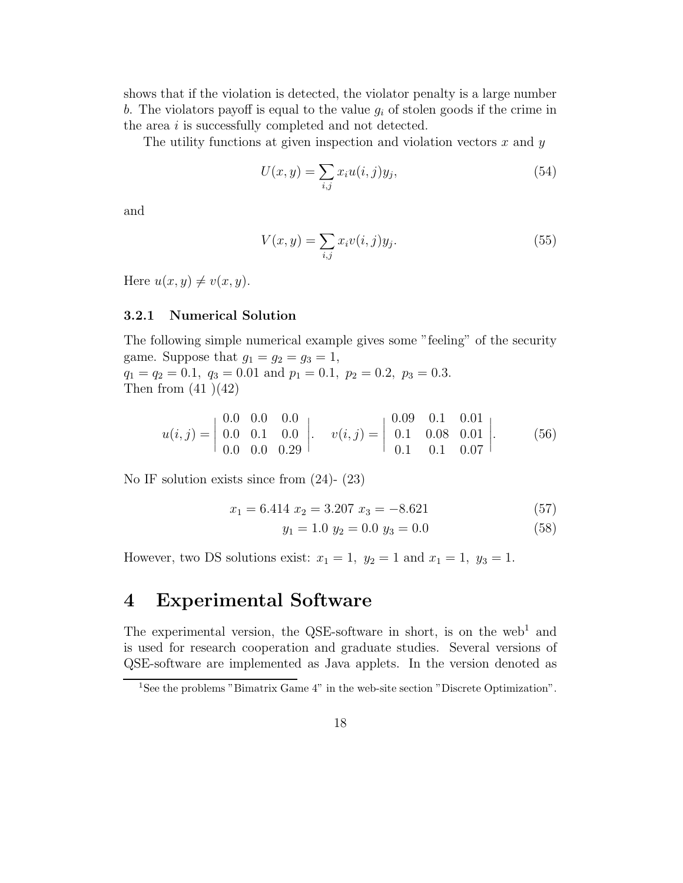shows that if the violation is detected, the violator penalty is a large number $b$. The violators payoff is equal to the value $g_i$ of stolen goods if the crime in the area $i$ is successfully completed and not detected.

The utility functions at given inspection and violation vectors $x$ and $y$

$$U(x, y) = \sum_{i,j} x_i u(i, j) y_j, \tag{54}$$

and

$$V(x, y) = \sum_{i,j} x_i v(i, j) y_j. \tag{55}$$

Here $u(x, y) \neq v(x, y)$.

### 3.2.1 Numerical Solution

The following simple numerical example gives some "feeling" of the security game. Suppose that $g_1 = g_2 = g_3 = 1$,
$q_1 = q_2 = 0.1,\ q_3 = 0.01$ and $p_1 = 0.1,\ p_2 = 0.2,\ p_3 = 0.3$.
Then from (41 )(42)

$$u(i, j) = \left| \begin{array}{ccc} 0.0 & 0.0 & 0.0 \\ 0.0 & 0.1 & 0.0 \\ 0.0 & 0.0 & 0.29 \end{array} \right|. \quad v(i, j) = \left| \begin{array}{ccc} 0.09 & 0.1 & 0.01 \\ 0.1 & 0.08 & 0.01 \\ 0.1 & 0.1 & 0.07 \end{array} \right|. \tag{56}$$

No IF solution exists since from (24)- (23)

$$x_1 = 6.414\ x_2 = 3.207\ x_3 = -8.621 \tag{57}$$

$$y_1 = 1.0\ y_2 = 0.0\ y_3 = 0.0 \tag{58}$$

However, two DS solutions exist: $x_1 = 1,\ y_2 = 1$ and $x_1 = 1,\ y_3 = 1$.

# 4 Experimental Software

The experimental version, the QSE-software in short, is on the web[1] and is used for research cooperation and graduate studies. Several versions of QSE-software are implemented as Java applets. In the version denoted as

[1] See the problems "Bimatrix Game 4" in the web-site section "Discrete Optimization".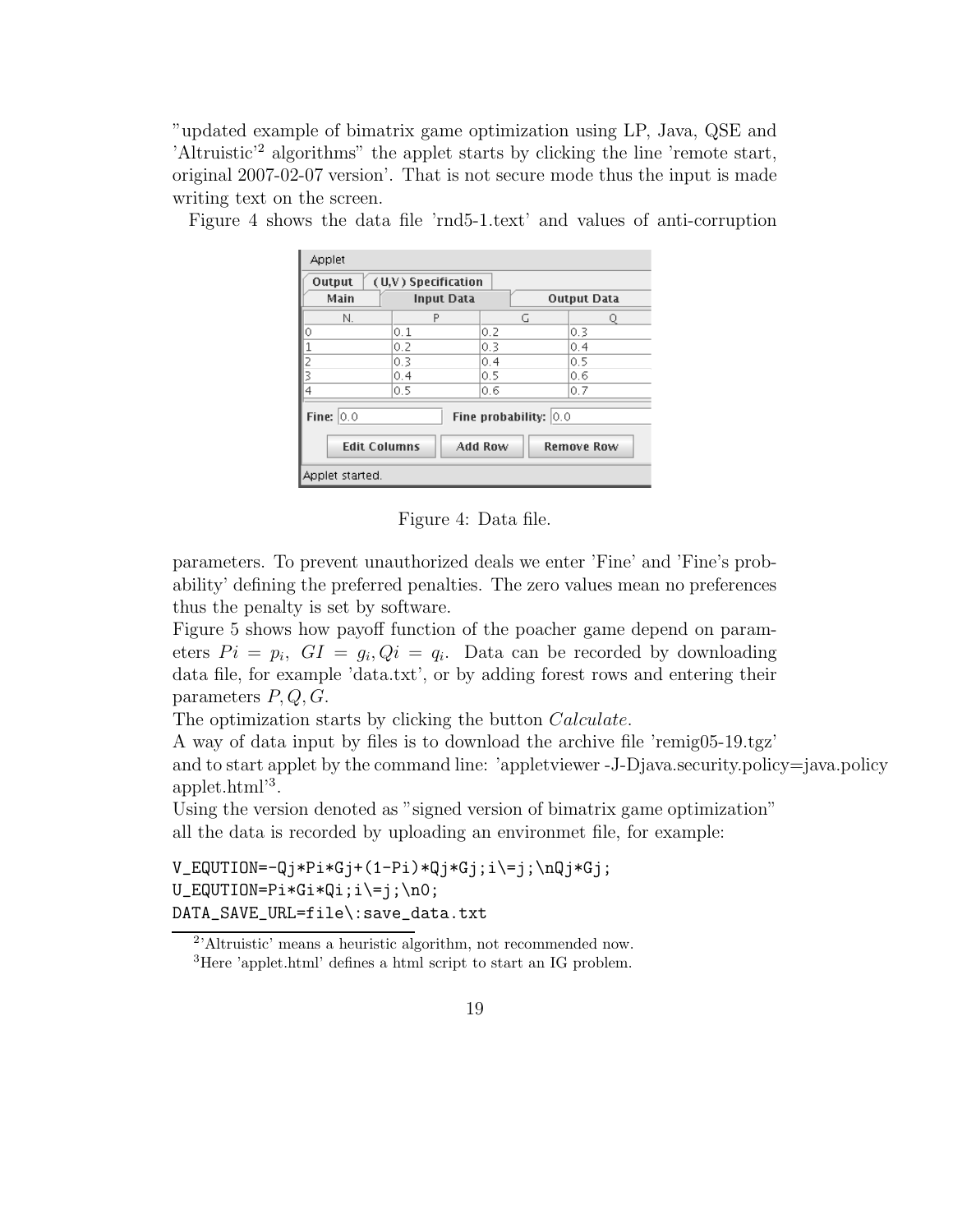"updated example of bimatrix game optimization using LP, Java, QSE and 'Altruistic'[2] algorithms" the applet starts by clicking the line 'remote start, original 2007-02-07 version'. That is not secure mode thus the input is made writing text on the screen.

Figure 4 shows the data file 'rnd5-1.text' and values of anti-corruption

| N. | P | G | Q |
|---|---|---|---|
| 0 | 0.1 | 0.2 | 0.3 |
| 1 | 0.2 | 0.3 | 0.4 |
| 2 | 0.3 | 0.4 | 0.5 |
| 3 | 0.4 | 0.5 | 0.6 |
| 4 | 0.5 | 0.6 | 0.7 |

Figure 4: Data file.

parameters. To prevent unauthorized deals we enter 'Fine' and 'Fine's probability' defining the preferred penalties. The zero values mean no preferences thus the penalty is set by software.

Figure 5 shows how payoff function of the poacher game depend on parameters $Pi = p_i,\ GI = g_i, Qi = q_i$. Data can be recorded by downloading data file, for example 'data.txt', or by adding forest rows and entering their parameters $P, Q, G$.

The optimization starts by clicking the button *Calculate*.

A way of data input by files is to download the archive file 'remig05-19.tgz' and to start applet by the command line: 'appletviewer -J-Djava.security.policy=java.policy applet.html'[3].

Using the version denoted as "signed version of bimatrix game optimization" all the data is recorded by uploading an environmet file, for example:

```
V_EQUTION=-Qj*Pi*Gj+(1-Pi)*Qj*Gj;i\=j;\nQj*Gj;
U_EQUTION=Pi*Gi*Qi;i\=j;\n0;
DATA_SAVE_URL=file\:save_data.txt
```

[2] 'Altruistic' means a heuristic algorithm, not recommended now.

[3] Here 'applet.html' defines a html script to start an IG problem.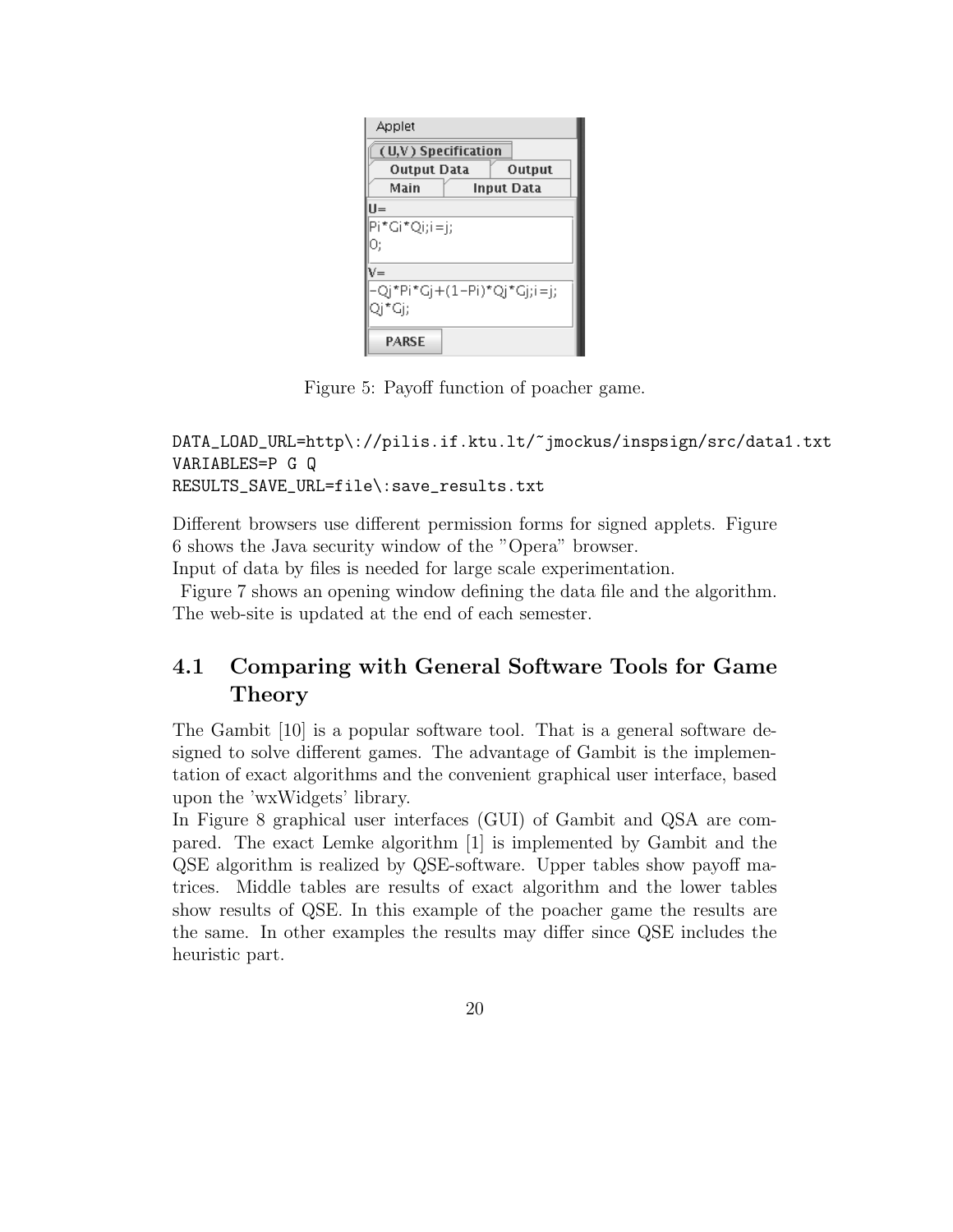Applet

(U,V) Specification | Output Data | Output | Main | Input Data

U=

```
Pi*Gi*Qi;i=j;
0;
```

V=

```
-Qj*Pi*Gj+(1-Pi)*Qj*Gj;i=j;
Qj*Gj;
```

PARSE

Figure 5: Payoff function of poacher game.

```
DATA_LOAD_URL=http\://pilis.if.ktu.lt/~jmockus/inspsign/src/data1.txt
VARIABLES=P G Q
RESULTS_SAVE_URL=file\:save_results.txt
```

Different browsers use different permission forms for signed applets. Figure 6 shows the Java security window of the "Opera" browser.
Input of data by files is needed for large scale experimentation.
Figure 7 shows an opening window defining the data file and the algorithm. The web-site is updated at the end of each semester.

### 4.1 Comparing with General Software Tools for Game Theory

The Gambit [10] is a popular software tool. That is a general software designed to solve different games. The advantage of Gambit is the implementation of exact algorithms and the convenient graphical user interface, based upon the 'wxWidgets' library.
In Figure 8 graphical user interfaces (GUI) of Gambit and QSA are compared. The exact Lemke algorithm [1] is implemented by Gambit and the QSE algorithm is realized by QSE-software. Upper tables show payoff matrices. Middle tables are results of exact algorithm and the lower tables show results of QSE. In this example of the poacher game the results are the same. In other examples the results may differ since QSE includes the heuristic part.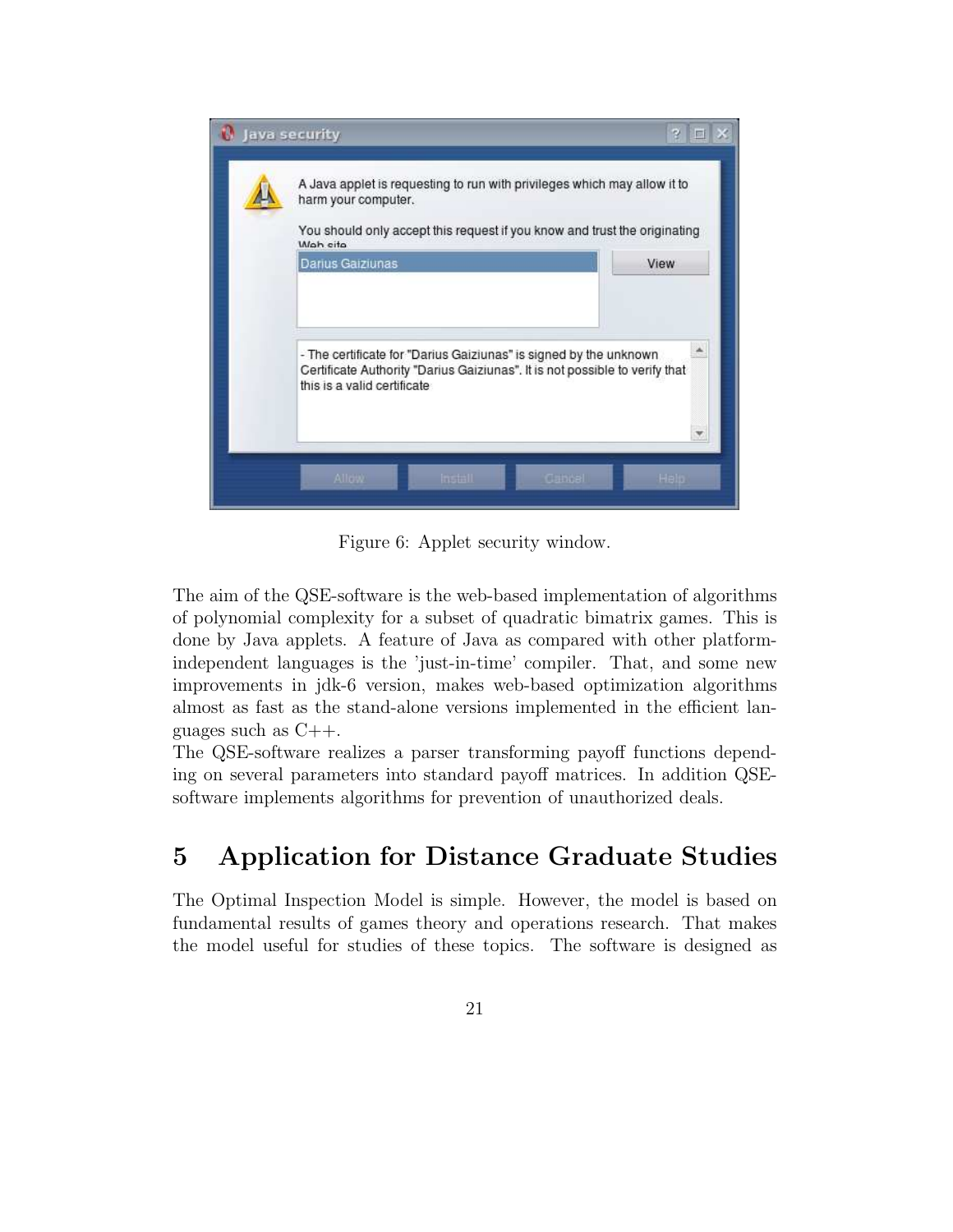Figure 6: Applet security window.

The aim of the QSE-software is the web-based implementation of algorithms of polynomial complexity for a subset of quadratic bimatrix games. This is done by Java applets. A feature of Java as compared with other platform-independent languages is the 'just-in-time' compiler. That, and some new improvements in jdk-6 version, makes web-based optimization algorithms almost as fast as the stand-alone versions implemented in the efficient languages such as C++.
The QSE-software realizes a parser transforming payoff functions depending on several parameters into standard payoff matrices. In addition QSE-software implements algorithms for prevention of unauthorized deals.

# 5 Application for Distance Graduate Studies

The Optimal Inspection Model is simple. However, the model is based on fundamental results of games theory and operations research. That makes the model useful for studies of these topics. The software is designed as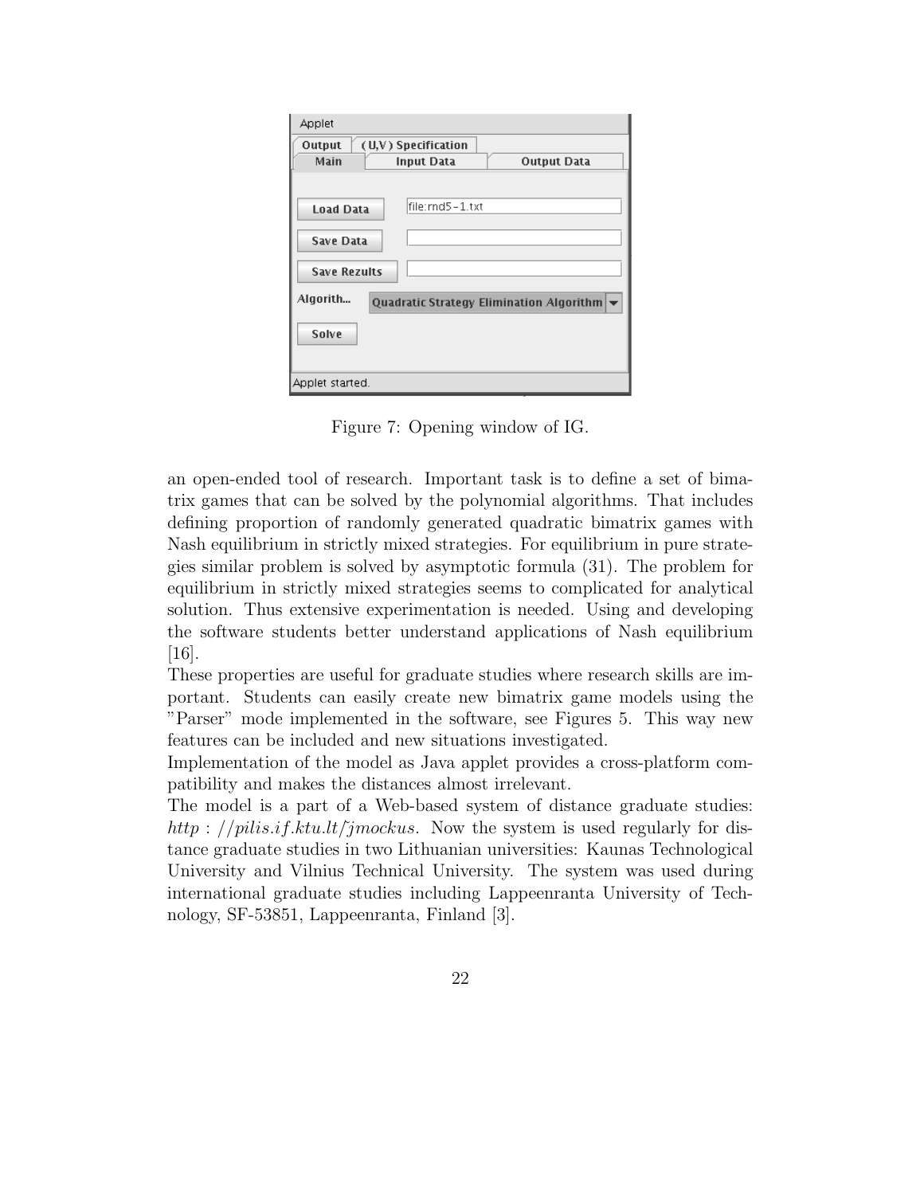Figure 7: Opening window of IG.

an open-ended tool of research. Important task is to define a set of bimatrix games that can be solved by the polynomial algorithms. That includes defining proportion of randomly generated quadratic bimatrix games with Nash equilibrium in strictly mixed strategies. For equilibrium in pure strategies similar problem is solved by asymptotic formula (31). The problem for equilibrium in strictly mixed strategies seems to complicated for analytical solution. Thus extensive experimentation is needed. Using and developing the software students better understand applications of Nash equilibrium [16].

These properties are useful for graduate studies where research skills are important. Students can easily create new bimatrix game models using the "Parser" mode implemented in the software, see Figures 5. This way new features can be included and new situations investigated.

Implementation of the model as Java applet provides a cross-platform compatibility and makes the distances almost irrelevant.

The model is a part of a Web-based system of distance graduate studies: *http : //pilis.if.ktu.lt/˜jmockus*. Now the system is used regularly for distance graduate studies in two Lithuanian universities: Kaunas Technological University and Vilnius Technical University. The system was used during international graduate studies including Lappeenranta University of Technology, SF-53851, Lappeenranta, Finland [3].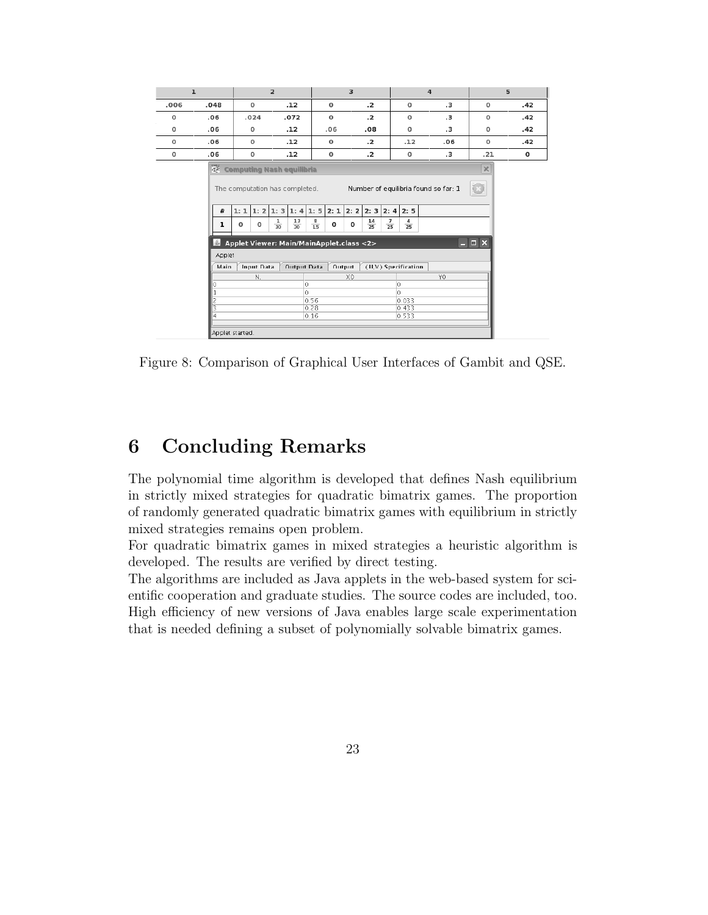| 1 | | 2 | | 3 | | 4 | | 5 | |
|---|---|---|---|---|---|---|---|---|---|
| .006 | .048 | 0 | .12 | 0 | .2 | 0 | .3 | 0 | .42 |
| 0 | .06 | .024 | .072 | 0 | .2 | 0 | .3 | 0 | .42 |
| 0 | .06 | 0 | .12 | .06 | .08 | 0 | .3 | 0 | .42 |
| 0 | .06 | 0 | .12 | 0 | .2 | .12 | .06 | 0 | .42 |
| 0 | .06 | 0 | .12 | 0 | .2 | 0 | .3 | .21 | 0 |

Computing Nash equilibria

The computation has completed. Number of equilibria found so far: 1

| # | 1: 1 | 1: 2 | 1: 3 | 1: 4 | 1: 5 | 2: 1 | 2: 2 | 2: 3 | 2: 4 | 2: 5 |
|---|---|---|---|---|---|---|---|---|---|---|
| 1 | 0 | 0 | $\frac{1}{30}$ | $\frac{13}{30}$ | $\frac{8}{15}$ | 0 | 0 | $\frac{14}{25}$ | $\frac{7}{25}$ | $\frac{4}{25}$ |

Applet Viewer: Main/MainApplet.class <2>

Applet

Main | Input Data | Output Data | Output | (U,V) Specification

| N. | X0 | Y0 |
|---|---|---|
| 0 | 0 | 0 |
| 1 | 0 | 0 |
| 2 | 0.56 | 0.033 |
| 3 | 0.28 | 0.433 |
| 4 | 0.16 | 0.533 |

Applet started.

Figure 8: Comparison of Graphical User Interfaces of Gambit and QSE.

# 6 Concluding Remarks

The polynomial time algorithm is developed that defines Nash equilibrium in strictly mixed strategies for quadratic bimatrix games. The proportion of randomly generated quadratic bimatrix games with equilibrium in strictly mixed strategies remains open problem.

For quadratic bimatrix games in mixed strategies a heuristic algorithm is developed. The results are verified by direct testing.

The algorithms are included as Java applets in the web-based system for scientific cooperation and graduate studies. The source codes are included, too. High efficiency of new versions of Java enables large scale experimentation that is needed defining a subset of polynomially solvable bimatrix games.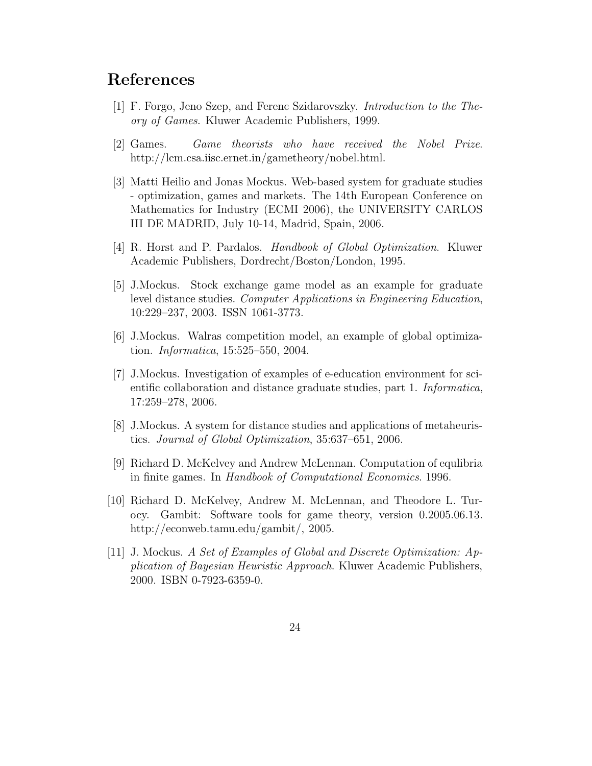# References

[1] F. Forgo, Jeno Szep, and Ferenc Szidarovszky. *Introduction to the Theory of Games*. Kluwer Academic Publishers, 1999.

[2] Games. *Game theorists who have received the Nobel Prize*. http://lcm.csa.iisc.ernet.in/gametheory/nobel.html.

[3] Matti Heilio and Jonas Mockus. Web-based system for graduate studies - optimization, games and markets. The 14th European Conference on Mathematics for Industry (ECMI 2006), the UNIVERSITY CARLOS III DE MADRID, July 10-14, Madrid, Spain, 2006.

[4] R. Horst and P. Pardalos. *Handbook of Global Optimization*. Kluwer Academic Publishers, Dordrecht/Boston/London, 1995.

[5] J.Mockus. Stock exchange game model as an example for graduate level distance studies. *Computer Applications in Engineering Education*, 10:229–237, 2003. ISSN 1061-3773.

[6] J.Mockus. Walras competition model, an example of global optimization. *Informatica*, 15:525–550, 2004.

[7] J.Mockus. Investigation of examples of e-education environment for scientific collaboration and distance graduate studies, part 1. *Informatica*, 17:259–278, 2006.

[8] J.Mockus. A system for distance studies and applications of metaheuristics. *Journal of Global Optimization*, 35:637–651, 2006.

[9] Richard D. McKelvey and Andrew McLennan. Computation of equlibria in finite games. In *Handbook of Computational Economics*. 1996.

[10] Richard D. McKelvey, Andrew M. McLennan, and Theodore L. Turocy. Gambit: Software tools for game theory, version 0.2005.06.13. http://econweb.tamu.edu/gambit/, 2005.

[11] J. Mockus. *A Set of Examples of Global and Discrete Optimization: Application of Bayesian Heuristic Approach*. Kluwer Academic Publishers, 2000. ISBN 0-7923-6359-0.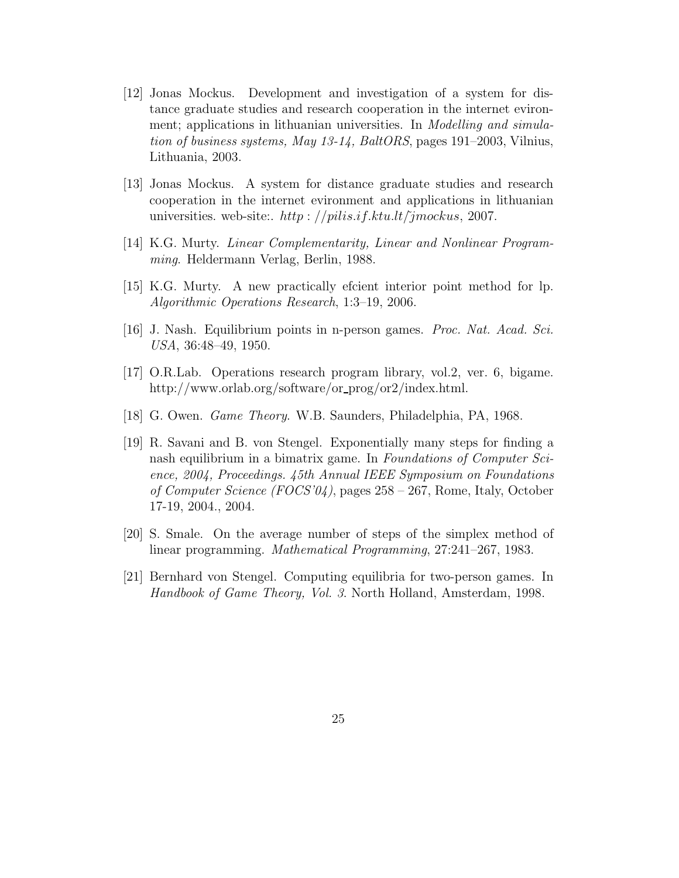[12] Jonas Mockus. Development and investigation of a system for distance graduate studies and research cooperation in the internet evironment; applications in lithuanian universities. In *Modelling and simulation of business systems, May 13-14, BaltORS*, pages 191–2003, Vilnius, Lithuania, 2003.

[13] Jonas Mockus. A system for distance graduate studies and research cooperation in the internet evironment and applications in lithuanian universities. web-site:. *http : //pilis.if.ktu.lt/˜jmockus*, 2007.

[14] K.G. Murty. *Linear Complementarity, Linear and Nonlinear Programming*. Heldermann Verlag, Berlin, 1988.

[15] K.G. Murty. A new practically efcient interior point method for lp. *Algorithmic Operations Research*, 1:3–19, 2006.

[16] J. Nash. Equilibrium points in n-person games. *Proc. Nat. Acad. Sci. USA*, 36:48–49, 1950.

[17] O.R.Lab. Operations research program library, vol.2, ver. 6, bigame. http://www.orlab.org/software/or_prog/or2/index.html.

[18] G. Owen. *Game Theory*. W.B. Saunders, Philadelphia, PA, 1968.

[19] R. Savani and B. von Stengel. Exponentially many steps for finding a nash equilibrium in a bimatrix game. In *Foundations of Computer Science, 2004, Proceedings. 45th Annual IEEE Symposium on Foundations of Computer Science (FOCS'04)*, pages 258 – 267, Rome, Italy, October 17-19, 2004., 2004.

[20] S. Smale. On the average number of steps of the simplex method of linear programming. *Mathematical Programming*, 27:241–267, 1983.

[21] Bernhard von Stengel. Computing equilibria for two-person games. In *Handbook of Game Theory, Vol. 3*. North Holland, Amsterdam, 1998.